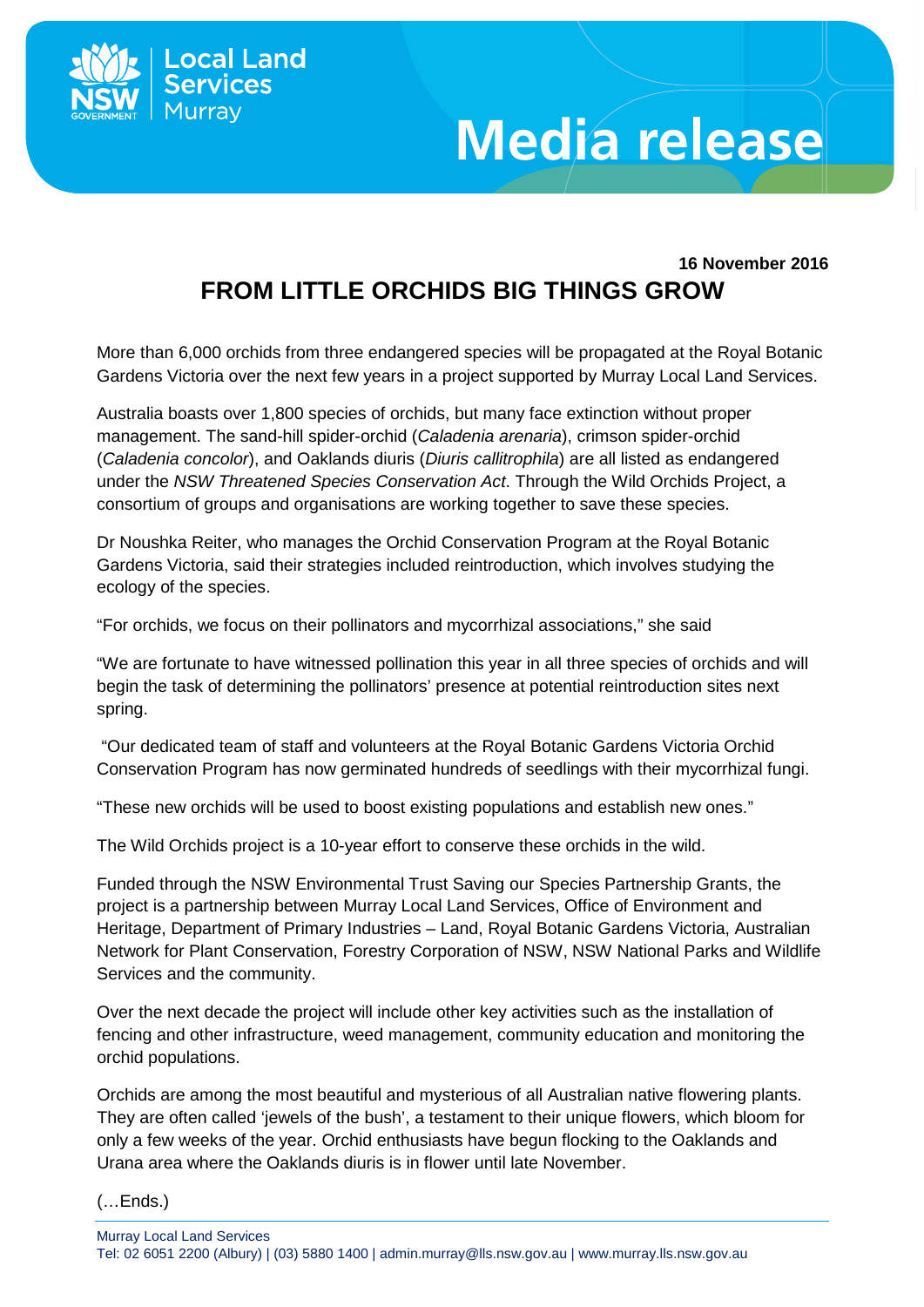Local Land Services
Murray

# Media release

**16 November 2016**

## FROM LITTLE ORCHIDS BIG THINGS GROW

More than 6,000 orchids from three endangered species will be propagated at the Royal Botanic Gardens Victoria over the next few years in a project supported by Murray Local Land Services.

Australia boasts over 1,800 species of orchids, but many face extinction without proper management. The sand-hill spider-orchid (*Caladenia arenaria*), crimson spider-orchid (*Caladenia concolor*), and Oaklands diuris (*Diuris callitrophila*) are all listed as endangered under the *NSW Threatened Species Conservation Act*. Through the Wild Orchids Project, a consortium of groups and organisations are working together to save these species.

Dr Noushka Reiter, who manages the Orchid Conservation Program at the Royal Botanic Gardens Victoria, said their strategies included reintroduction, which involves studying the ecology of the species.

"For orchids, we focus on their pollinators and mycorrhizal associations," she said

"We are fortunate to have witnessed pollination this year in all three species of orchids and will begin the task of determining the pollinators' presence at potential reintroduction sites next spring.

"Our dedicated team of staff and volunteers at the Royal Botanic Gardens Victoria Orchid Conservation Program has now germinated hundreds of seedlings with their mycorrhizal fungi.

"These new orchids will be used to boost existing populations and establish new ones."

The Wild Orchids project is a 10-year effort to conserve these orchids in the wild.

Funded through the NSW Environmental Trust Saving our Species Partnership Grants, the project is a partnership between Murray Local Land Services, Office of Environment and Heritage, Department of Primary Industries – Land, Royal Botanic Gardens Victoria, Australian Network for Plant Conservation, Forestry Corporation of NSW, NSW National Parks and Wildlife Services and the community.

Over the next decade the project will include other key activities such as the installation of fencing and other infrastructure, weed management, community education and monitoring the orchid populations.

Orchids are among the most beautiful and mysterious of all Australian native flowering plants. They are often called 'jewels of the bush', a testament to their unique flowers, which bloom for only a few weeks of the year. Orchid enthusiasts have begun flocking to the Oaklands and Urana area where the Oaklands diuris is in flower until late November.

(…Ends.)

Murray Local Land Services
Tel: 02 6051 2200 (Albury) | (03) 5880 1400 | admin.murray@lls.nsw.gov.au | www.murray.lls.nsw.gov.au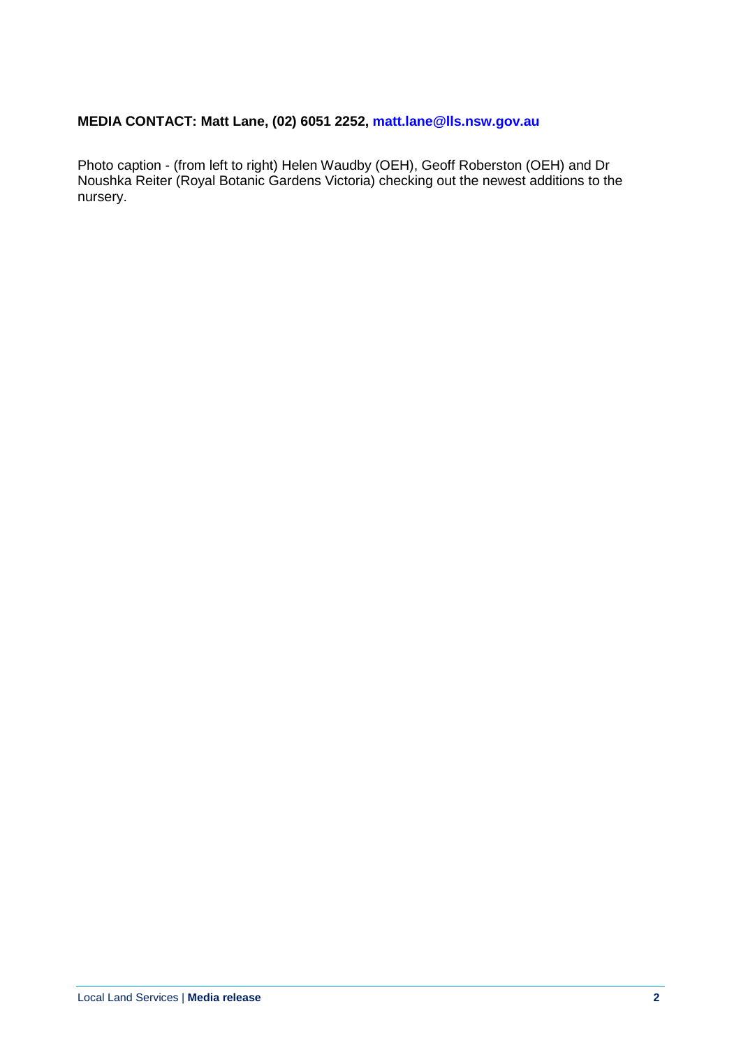**MEDIA CONTACT: Matt Lane, (02) 6051 2252, matt.lane@lls.nsw.gov.au**

Photo caption - (from left to right) Helen Waudby (OEH), Geoff Roberston (OEH) and Dr Noushka Reiter (Royal Botanic Gardens Victoria) checking out the newest additions to the nursery.